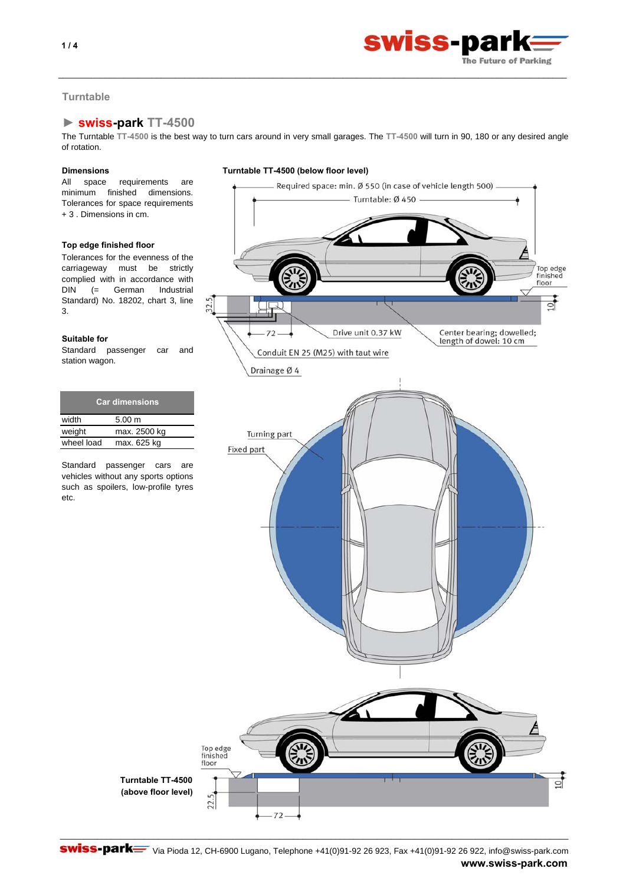## Turntable

### ► swiss-park TT-4500

The Turntable TT-4500 is the best way to turn cars around in very small garages. The TT-4500 will turn in 90, 180 or any desired angle of rotation.

**Dimensions**

All space requirements are minimum finished dimensions. Tolerances for space requirements + 3 . Dimensions in cm.

**Top edge finished floor**

Tolerances for the evenness of the carriageway must be strictly complied with in accordance with DIN (= German Industrial Standard) No. 18202, chart 3, line 3.

**Suitable for**

Standard passenger car and station wagon.

| Car dimensions | |
|---|---|
| width | 5.00 m |
| weight | max. 2500 kg |
| wheel load | max. 625 kg |

Standard passenger cars are vehicles without any sports options such as spoilers, low-profile tyres etc.

**Turntable TT-4500 (below floor level)**

Required space: min. Ø 550 (in case of vehicle length 500)
Turntable: Ø 450
Top edge finished floor
32.5
10
72
Drive unit 0.37 kW
Center bearing; dowelled; length of dowel: 10 cm
Conduit EN 25 (M25) with taut wire
Drainage Ø 4

Turning part
Fixed part

Top edge finished floor
10
22.5
72

**Turntable TT-4500 (above floor level)**

Via Pioda 12, CH-6900 Lugano, Telephone +41(0)91-92 26 923, Fax +41(0)91-92 26 922, info@swiss-park.com
**www.swiss-park.com**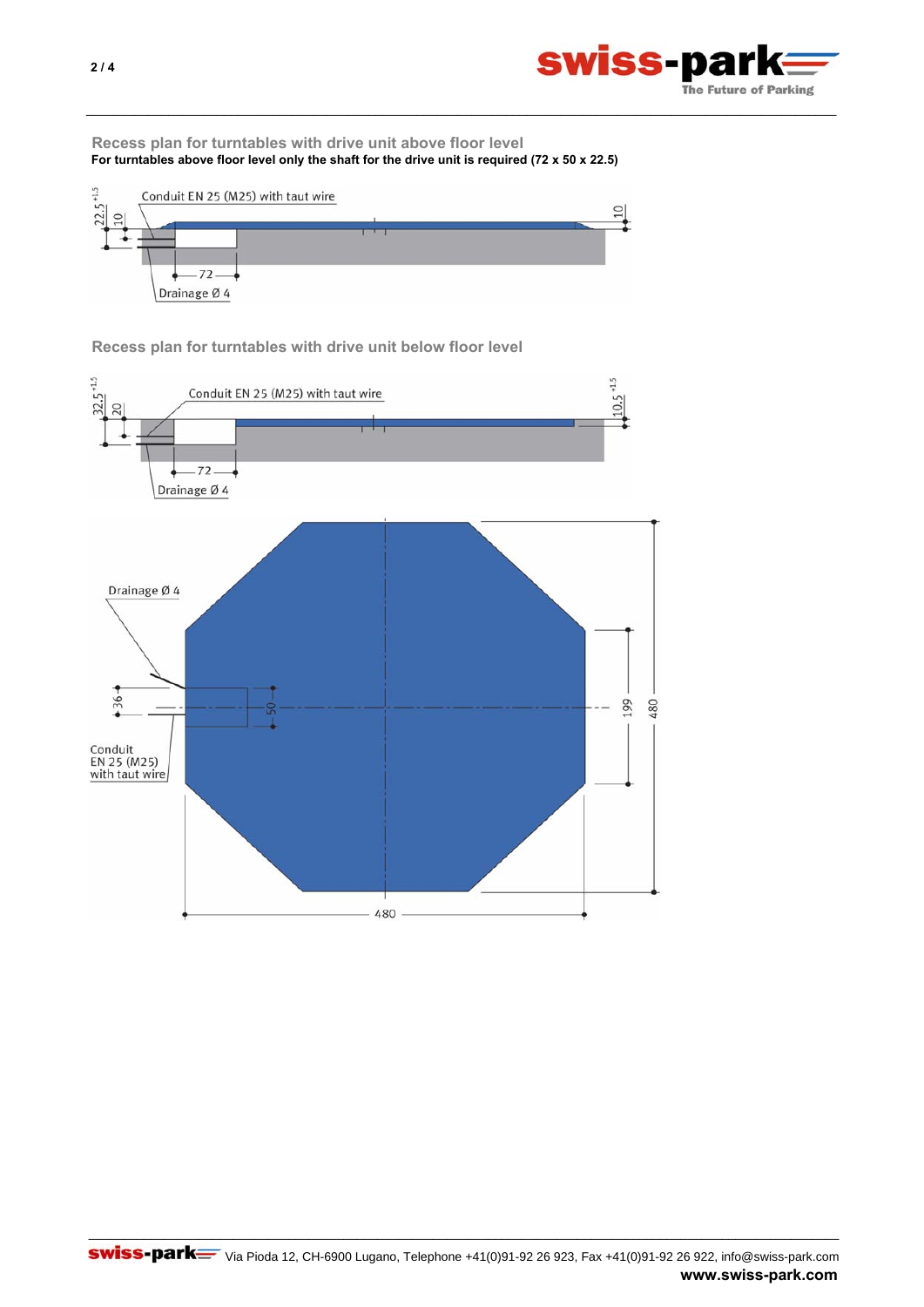## Recess plan for turntables with drive unit above floor level

**For turntables above floor level only the shaft for the drive unit is required (72 x 50 x 22.5)**

Conduit EN 25 (M25) with taut wire

$22.5^{+1.5}$ 10 10

72

Drainage Ø 4

## Recess plan for turntables with drive unit below floor level

Conduit EN 25 (M25) with taut wire

$32.5^{+1.5}$ 20 $10.5^{+1.5}$

72

Drainage Ø 4

Drainage Ø 4

36 50

Conduit EN 25 (M25) with taut wire

199 480

480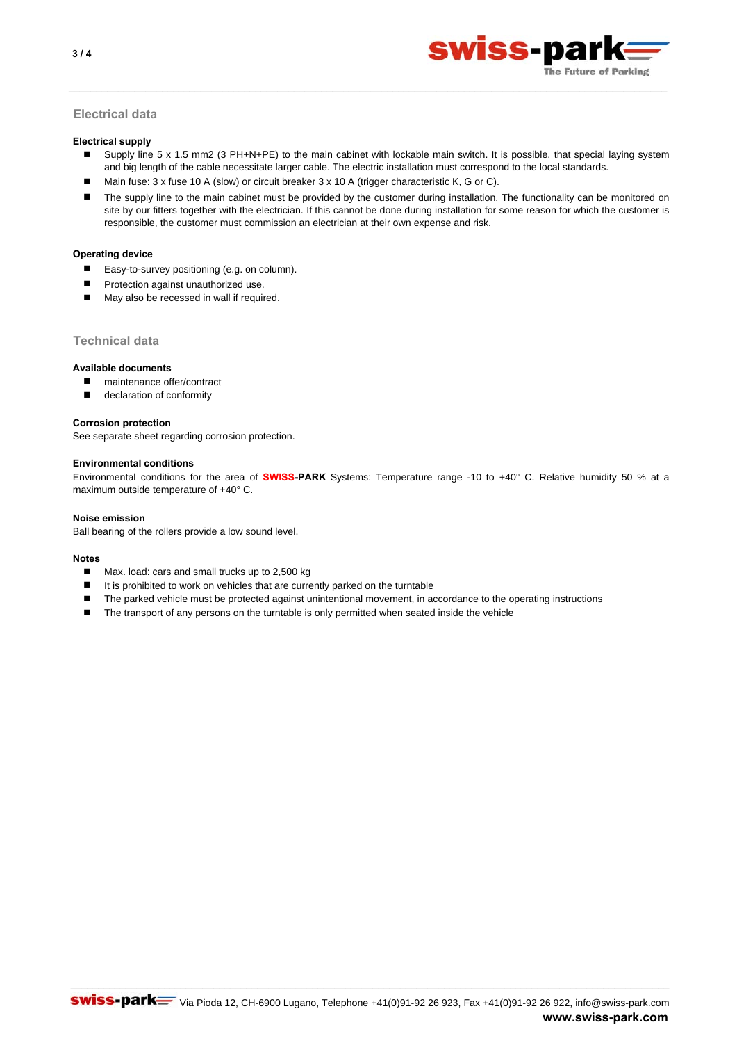## Electrical data

### Electrical supply

- Supply line 5 x 1.5 mm2 (3 PH+N+PE) to the main cabinet with lockable main switch. It is possible, that special laying system and big length of the cable necessitate larger cable. The electric installation must correspond to the local standards.
- Main fuse: 3 x fuse 10 A (slow) or circuit breaker 3 x 10 A (trigger characteristic K, G or C).
- The supply line to the main cabinet must be provided by the customer during installation. The functionality can be monitored on site by our fitters together with the electrician. If this cannot be done during installation for some reason for which the customer is responsible, the customer must commission an electrician at their own expense and risk.

### Operating device

- Easy-to-survey positioning (e.g. on column).
- Protection against unauthorized use.
- May also be recessed in wall if required.

## Technical data

### Available documents

- maintenance offer/contract
- declaration of conformity

### Corrosion protection

See separate sheet regarding corrosion protection.

### Environmental conditions

Environmental conditions for the area of **SWISS-PARK** Systems: Temperature range -10 to +40° C. Relative humidity 50 % at a maximum outside temperature of +40° C.

### Noise emission

Ball bearing of the rollers provide a low sound level.

### Notes

- Max. load: cars and small trucks up to 2,500 kg
- It is prohibited to work on vehicles that are currently parked on the turntable
- The parked vehicle must be protected against unintentional movement, in accordance to the operating instructions
- The transport of any persons on the turntable is only permitted when seated inside the vehicle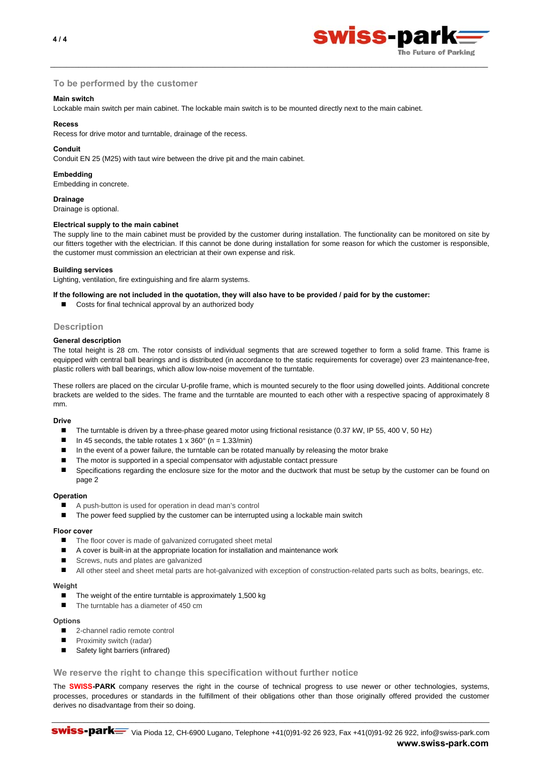## To be performed by the customer

**Main switch**
Lockable main switch per main cabinet. The lockable main switch is to be mounted directly next to the main cabinet.

**Recess**
Recess for drive motor and turntable, drainage of the recess.

**Conduit**
Conduit EN 25 (M25) with taut wire between the drive pit and the main cabinet.

**Embedding**
Embedding in concrete.

**Drainage**
Drainage is optional.

**Electrical supply to the main cabinet**
The supply line to the main cabinet must be provided by the customer during installation. The functionality can be monitored on site by our fitters together with the electrician. If this cannot be done during installation for some reason for which the customer is responsible, the customer must commission an electrician at their own expense and risk.

**Building services**
Lighting, ventilation, fire extinguishing and fire alarm systems.

**If the following are not included in the quotation, they will also have to be provided / paid for by the customer:**

- Costs for final technical approval by an authorized body

## Description

**General description**
The total height is 28 cm. The rotor consists of individual segments that are screwed together to form a solid frame. This frame is equipped with central ball bearings and is distributed (in accordance to the static requirements for coverage) over 23 maintenance-free, plastic rollers with ball bearings, which allow low-noise movement of the turntable.

These rollers are placed on the circular U-profile frame, which is mounted securely to the floor using doweled joints. Additional concrete brackets are welded to the sides. The frame and the turntable are mounted to each other with a respective spacing of approximately 8 mm.

**Drive**

- The turntable is driven by a three-phase geared motor using frictional resistance (0.37 kW, IP 55, 400 V, 50 Hz)
- In 45 seconds, the table rotates 1 x 360° (n = 1.33/min)
- In the event of a power failure, the turntable can be rotated manually by releasing the motor brake
- The motor is supported in a special compensator with adjustable contact pressure
- Specifications regarding the enclosure size for the motor and the ductwork that must be setup by the customer can be found on page 2

**Operation**

- A push-button is used for operation in dead man's control
- The power feed supplied by the customer can be interrupted using a lockable main switch

**Floor cover**

- The floor cover is made of galvanized corrugated sheet metal
- A cover is built-in at the appropriate location for installation and maintenance work
- Screws, nuts and plates are galvanized
- All other steel and sheet metal parts are hot-galvanized with exception of construction-related parts such as bolts, bearings, etc.

**Weight**

- The weight of the entire turntable is approximately 1,500 kg
- The turntable has a diameter of 450 cm

**Options**

- 2-channel radio remote control
- Proximity switch (radar)
- Safety light barriers (infrared)

## We reserve the right to change this specification without further notice

The **SWISS-PARK** company reserves the right in the course of technical progress to use newer or other technologies, systems, processes, procedures or standards in the fulfillment of their obligations other than those originally offered provided the customer derives no disadvantage from their so doing.

swiss-park Via Pioda 12, CH-6900 Lugano, Telephone +41(0)91-92 26 923, Fax +41(0)91-92 26 922, info@swiss-park.com
**www.swiss-park.com**